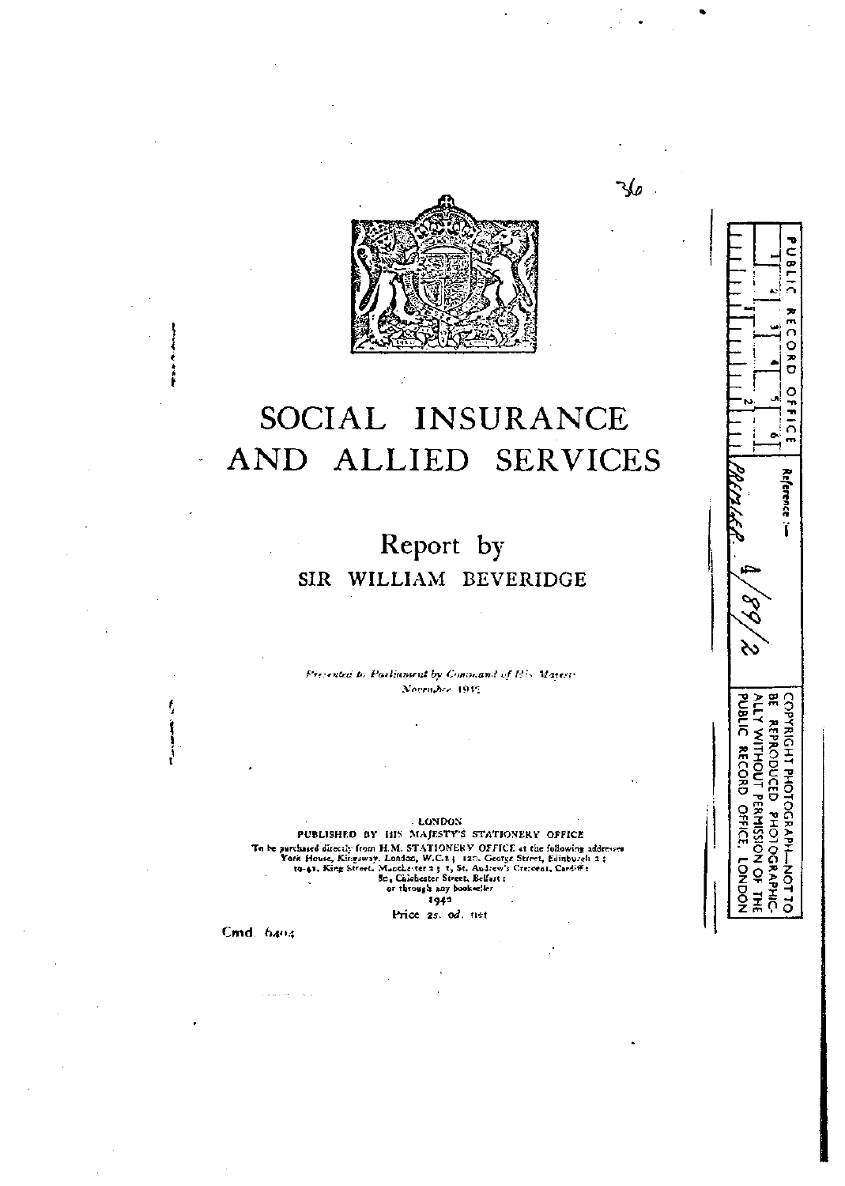# SOCIAL INSURANCE AND ALLIED SERVICES

## Report by
### SIR WILLIAM BEVERIDGE

*Presented to Parliament by Command of His Majesty*
*November 1942*

LONDON
PUBLISHED BY HIS MAJESTY'S STATIONERY OFFICE
To be purchased directly from H.M. STATIONERY OFFICE at the following addresses
York House, Kingsway, London, W.C.2; 120, George Street, Edinburgh 2;
39-41, King Street, Manchester 2; 1, St. Andrew's Crescent, Cardiff;
80, Chichester Street, Belfast;
or through any bookseller
1942
Price 2s. od. net

Cmd. 6404

PUBLIC RECORD OFFICE

Reference:— PREMIER 4/89/2

COPYRIGHT PHOTOGRAPH—NOT TO BE REPRODUCED PHOTOGRAPHICALLY WITHOUT PERMISSION OF THE PUBLIC RECORD OFFICE, LONDON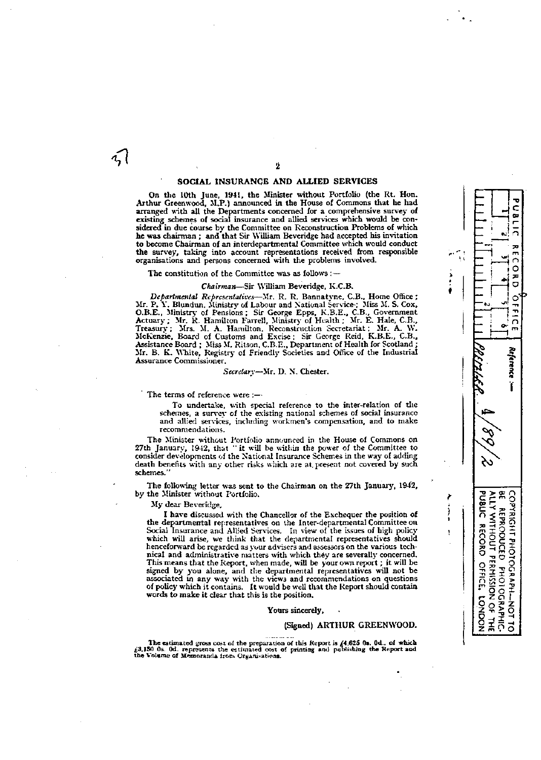## SOCIAL INSURANCE AND ALLIED SERVICES

On the 10th June, 1941, the Minister without Portfolio (the Rt. Hon. Arthur Greenwood, M.P.) announced in the House of Commons that he had arranged with all the Departments concerned for a comprehensive survey of existing schemes of social insurance and allied services which would be considered in due course by the Committee on Reconstruction Problems of which he was chairman; and that Sir William Beveridge had accepted his invitation to become Chairman of an interdepartmental Committee which would conduct the survey, taking into account representations received from responsible organisations and persons concerned with the problems involved.

The constitution of the Committee was as follows:—

*Chairman*—Sir William Beveridge, K.C.B.

*Departmental Representatives*—Mr. R. R. Bannatyne, C.B., Home Office; Mr. P. Y. Blundun, Ministry of Labour and National Service; Miss M. S. Cox, O.B.E., Ministry of Pensions; Sir George Epps, K.B.E., C.B., Government Actuary; Mr. R. Hamilton Farrell, Ministry of Health; Mr. E. Hale, C.B., Treasury; Mrs. M. A. Hamilton, Reconstruction Secretariat; Mr. A. W. McKenzie, Board of Customs and Excise; Sir George Reid, K.B.E., C.B., Assistance Board; Miss M. Ritson, C.B.E., Department of Health for Scotland; Mr. B. K. White, Registry of Friendly Societies and Office of the Industrial Assurance Commissioner.

*Secretary*—Mr. D. N. Chester.

The terms of reference were:—

> To undertake, with special reference to the inter-relation of the schemes, a survey of the existing national schemes of social insurance and allied services, including workmen's compensation, and to make recommendations.

The Minister without Portfolio announced in the House of Commons on 27th January, 1942, that "it will be within the power of the Committee to consider developments of the National Insurance Schemes in the way of adding death benefits with any other risks which are at present not covered by such schemes."

The following letter was sent to the Chairman on the 27th January, 1942, by the Minister without Portfolio.

> My dear Beveridge,
>
> I have discussed with the Chancellor of the Exchequer the position of the departmental representatives on the Inter-departmental Committee on Social Insurance and Allied Services. In view of the issues of high policy which will arise, we think that the departmental representatives should henceforward be regarded as your advisers and assessors on the various technical and administrative matters with which they are severally concerned. This means that the Report, when made, will be your own report; it will be signed by you alone, and the departmental representatives will not be associated in any way with the views and recommendations on questions of policy which it contains. It would be well that the Report should contain words to make it clear that this is the position.
>
> Yours sincerely,
>
> (Signed) ARTHUR GREENWOOD.

The estimated gross cost of the preparation of this Report is £4,625 0s. 0d., of which £3,150 0s. 0d. represents the estimated cost of printing and publishing the Report and the Volume of Memoranda from Organisations.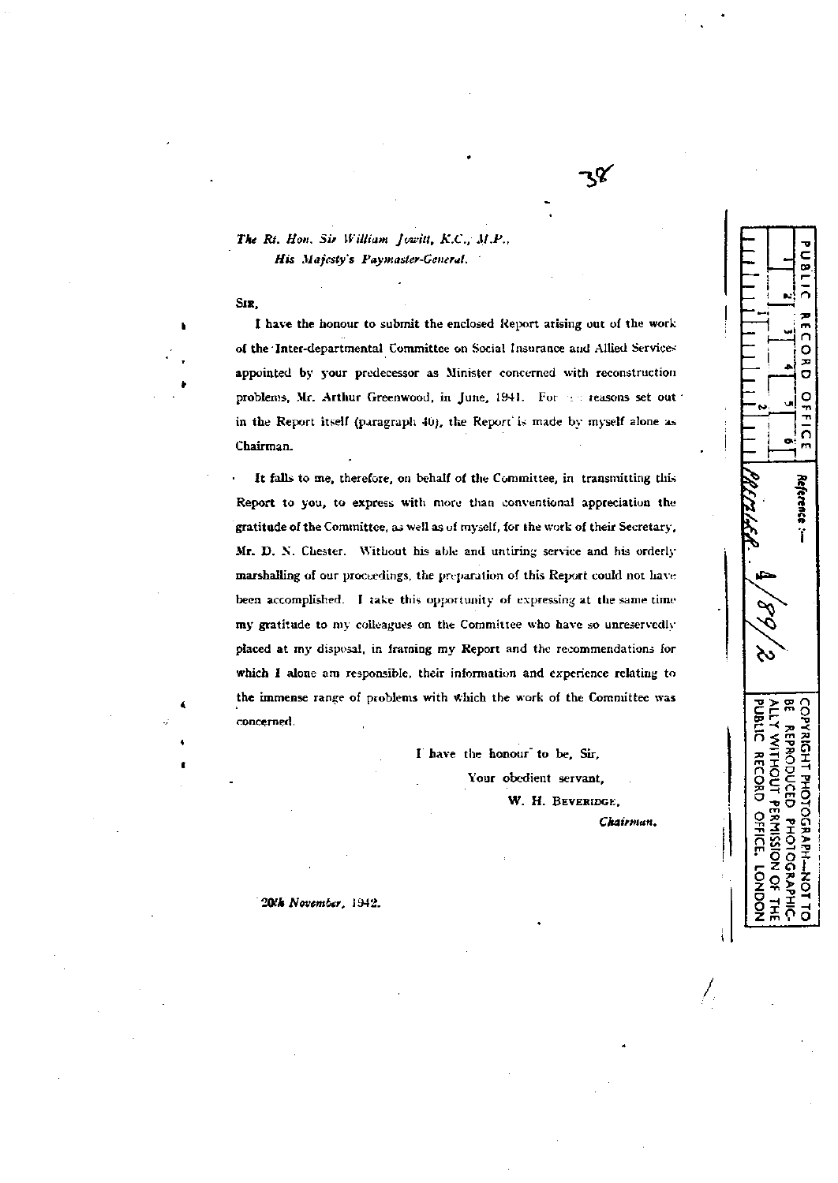*The Rt. Hon. Sir William Jowitt, K.C., M.P.,*
*His Majesty's Paymaster-General.*

SIR,

I have the honour to submit the enclosed Report arising out of the work of the Inter-departmental Committee on Social Insurance and Allied Services appointed by your predecessor as Minister concerned with reconstruction problems, Mr. Arthur Greenwood, in June, 1941. For the reasons set out in the Report itself (paragraph 40), the Report is made by myself alone as Chairman.

It falls to me, therefore, on behalf of the Committee, in transmitting this Report to you, to express with more than conventional appreciation the gratitude of the Committee, as well as of myself, for the work of their Secretary, Mr. D. N. Chester. Without his able and untiring service and his orderly marshalling of our proceedings, the preparation of this Report could not have been accomplished. I take this opportunity of expressing at the same time my gratitude to my colleagues on the Committee who have so unreservedly placed at my disposal, in framing my Report and the recommendations for which I alone am responsible, their information and experience relating to the immense range of problems with which the work of the Committee was concerned.

I have the honour to be, Sir,

Your obedient servant,

W. H. BEVERIDGE,

*Chairman.*

*20th November, 1942.*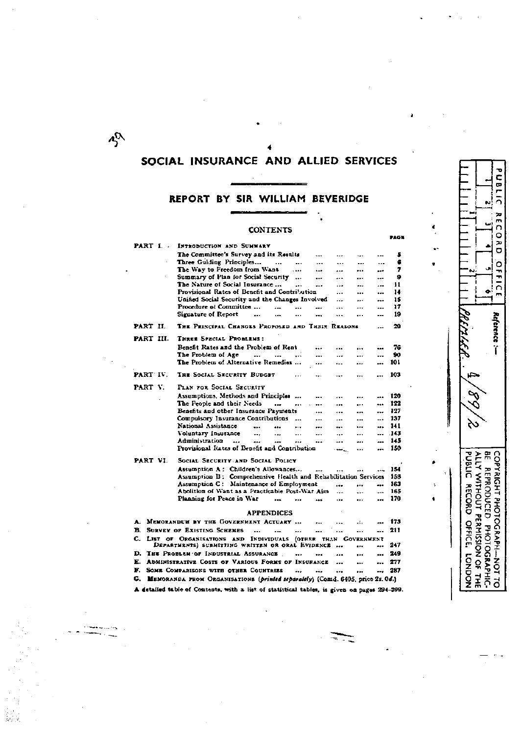# SOCIAL INSURANCE AND ALLIED SERVICES

## REPORT BY SIR WILLIAM BEVERIDGE

### CONTENTS

| | | PAGE |
|---|---|---|
| PART I. | INTRODUCTION AND SUMMARY | |
| | The Committee's Survey and its Results | 5 |
| | Three Guiding Principles | 6 |
| | The Way to Freedom from Want | 7 |
| | Summary of Plan for Social Security | 9 |
| | The Nature of Social Insurance | 11 |
| | Provisional Rates of Benefit and Contribution | 14 |
| | Unified Social Security and the Changes Involved | 15 |
| | Procedure of Committee | 17 |
| | Signature of Report | 19 |
| PART II. | THE PRINCIPAL CHANGES PROPOSED AND THEIR REASONS | 20 |
| PART III. | THREE SPECIAL PROBLEMS: | |
| | Benefit Rates and the Problem of Rent | 76 |
| | The Problem of Age | 90 |
| | The Problem of Alternative Remedies | 101 |
| PART IV. | THE SOCIAL SECURITY BUDGET | 103 |
| PART V. | PLAN FOR SOCIAL SECURITY | |
| | Assumptions, Methods and Principles | 120 |
| | The People and their Needs | 122 |
| | Benefits and other Insurance Payments | 127 |
| | Compulsory Insurance Contributions | 137 |
| | National Assistance | 141 |
| | Voluntary Insurance | 143 |
| | Administration | 145 |
| | Provisional Rates of Benefit and Contribution | 150 |
| PART VI. | SOCIAL SECURITY AND SOCIAL POLICY | |
| | Assumption A: Children's Allowances | 154 |
| | Assumption B: Comprehensive Health and Rehabilitation Services | 158 |
| | Assumption C: Maintenance of Employment | 163 |
| | Abolition of Want as a Practicable Post-War Aim | 165 |
| | Planning for Peace in War | 170 |

### APPENDICES

| | | |
|---|---|---|
| A. | MEMORANDUM BY THE GOVERNMENT ACTUARY | 173 |
| B. | SURVEY OF EXISTING SCHEMES | 211 |
| C. | LIST OF ORGANISATIONS AND INDIVIDUALS (OTHER THAN GOVERNMENT DEPARTMENTS) SUBMITTING WRITTEN OR ORAL EVIDENCE | 247 |
| D. | THE PROBLEM OF INDUSTRIAL ASSURANCE | 249 |
| E. | ADMINISTRATIVE COSTS OF VARIOUS FORMS OF INSURANCE | 277 |
| F. | SOME COMPARISONS WITH OTHER COUNTRIES | 287 |
| G. | MEMORANDA FROM ORGANISATIONS (*printed separately*) (Comd. 6405, price 2s. 0d.) | |

A detailed table of Contents, with a list of statistical tables, is given on pages 294-299.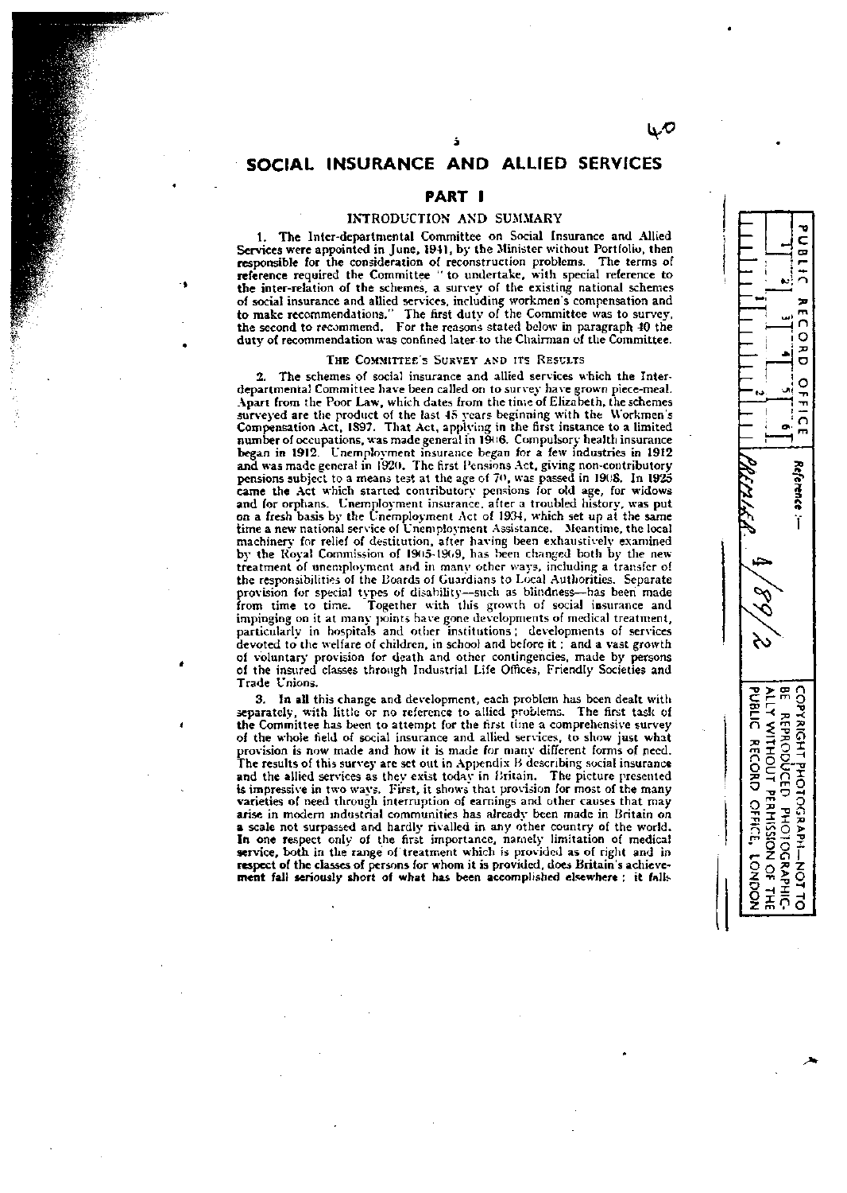# SOCIAL INSURANCE AND ALLIED SERVICES

## PART I

### INTRODUCTION AND SUMMARY

1. The Inter-departmental Committee on Social Insurance and Allied Services were appointed in June, 1941, by the Minister without Portfolio, then responsible for the consideration of reconstruction problems. The terms of reference required the Committee "to undertake, with special reference to the inter-relation of the schemes, a survey of the existing national schemes of social insurance and allied services, including workmen's compensation and to make recommendations." The first duty of the Committee was to survey, the second to recommend. For the reasons stated below in paragraph 40 the duty of recommendation was confined later to the Chairman of the Committee.

#### THE COMMITTEE'S SURVEY AND ITS RESULTS

2. The schemes of social insurance and allied services which the Inter-departmental Committee have been called on to survey have grown piece-meal. Apart from the Poor Law, which dates from the time of Elizabeth, the schemes surveyed are the product of the last 45 years beginning with the Workmen's Compensation Act, 1897. That Act, applying in the first instance to a limited number of occupations, was made general in 1906. Compulsory health insurance began in 1912. Unemployment insurance began for a few industries in 1912 and was made general in 1920. The first Pensions Act, giving non-contributory pensions subject to a means test at the age of 70, was passed in 1908. In 1925 came the Act which started contributory pensions for old age, for widows and for orphans. Unemployment insurance, after a troubled history, was put on a fresh basis by the Unemployment Act of 1934, which set up at the same time a new national service of Unemployment Assistance. Meantime, the local machinery for relief of destitution, after having been exhaustively examined by the Royal Commission of 1905-1909, has been changed both by the new treatment of unemployment and in many other ways, including a transfer of the responsibilities of the Boards of Guardians to Local Authorities. Separate provision for special types of disability—such as blindness—has been made from time to time. Together with this growth of social insurance and impinging on it at many points have gone developments of medical treatment, particularly in hospitals and other institutions; developments of services devoted to the welfare of children, in school and before it; and a vast growth of voluntary provision for death and other contingencies, made by persons of the insured classes through Industrial Life Offices, Friendly Societies and Trade Unions.

3. In all this change and development, each problem has been dealt with separately, with little or no reference to allied problems. The first task of the Committee has been to attempt for the first time a comprehensive survey of the whole field of social insurance and allied services, to show just what provision is now made and how it is made for many different forms of need. The results of this survey are set out in Appendix B describing social insurance and the allied services as they exist today in Britain. The picture presented is impressive in two ways. First, it shows that provision for most of the many varieties of need through interruption of earnings and other causes that may arise in modern industrial communities has already been made in Britain on a scale not surpassed and hardly rivalled in any other country of the world. In one respect only of the first importance, namely limitation of medical service, both in the range of treatment which is provided as of right and in respect of the classes of persons for whom it is provided, does Britain's achievement fall seriously short of what has been accomplished elsewhere; it falls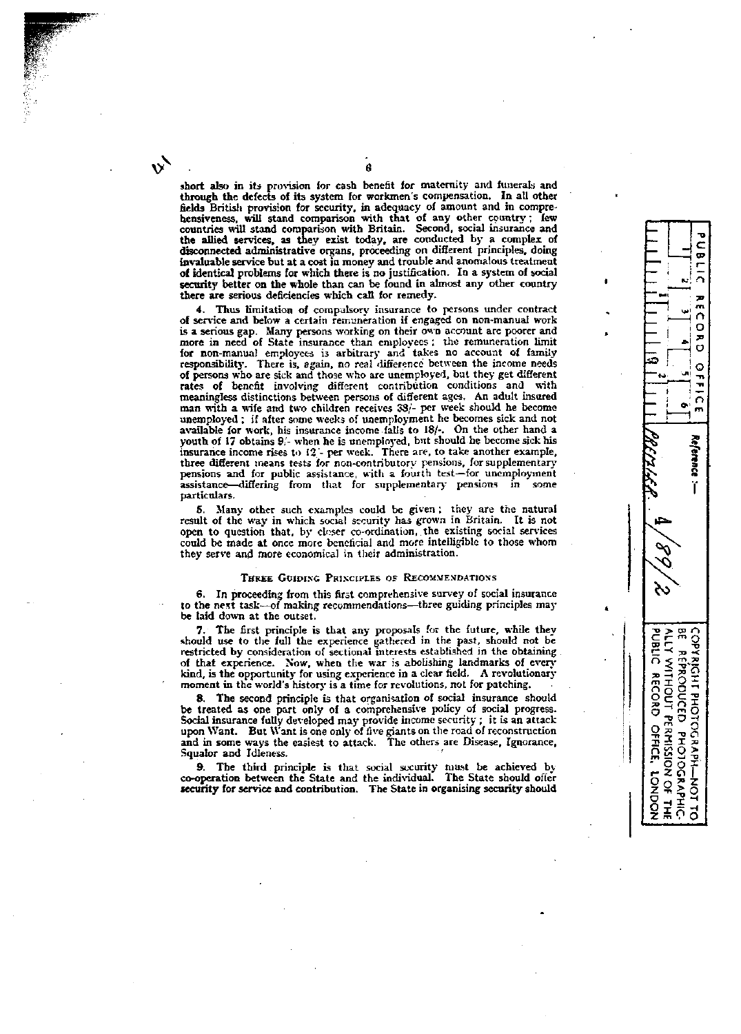short also in its provision for cash benefit for maternity and funerals and through the defects of its system for workmen's compensation. In all other fields British provision for security, in adequacy of amount and in comprehensiveness, will stand comparison with that of any other country; few countries will stand comparison with Britain. Second, social insurance and the allied services, as they exist today, are conducted by a complex of disconnected administrative organs, proceeding on different principles, doing invaluable service but at a cost in money and trouble and anomalous treatment of identical problems for which there is no justification. In a system of social security better on the whole than can be found in almost any other country there are serious deficiencies which call for remedy.

4. Thus limitation of compulsory insurance to persons under contract of service and below a certain remuneration if engaged on non-manual work is a serious gap. Many persons working on their own account are poorer and more in need of State insurance than employees; the remuneration limit for non-manual employees is arbitrary and takes no account of family responsibility. There is, again, no real difference between the income needs of persons who are sick and those who are unemployed, but they get different rates of benefit involving different contribution conditions and with meaningless distinctions between persons of different ages. An adult insured man with a wife and two children receives 38/- per week should he become unemployed; if after some weeks of unemployment he becomes sick and not available for work, his insurance income falls to 18/-. On the other hand a youth of 17 obtains 9/- when he is unemployed, but should he become sick his insurance income rises to 12/- per week. There are, to take another example, three different means tests for non-contributory pensions, for supplementary pensions and for public assistance, with a fourth test—for unemployment assistance—differing from that for supplementary pensions in some particulars.

5. Many other such examples could be given; they are the natural result of the way in which social security has grown in Britain. It is not open to question that, by closer co-ordination, the existing social services could be made at once more beneficial and more intelligible to those whom they serve and more economical in their administration.

### Three Guiding Principles of Recommendations

6. In proceeding from this first comprehensive survey of social insurance to the next task—of making recommendations—three guiding principles may be laid down at the outset.

7. The first principle is that any proposals for the future, while they should use to the full the experience gathered in the past, should not be restricted by consideration of sectional interests established in the obtaining of that experience. Now, when the war is abolishing landmarks of every kind, is the opportunity for using experience in a clear field. A revolutionary moment in the world's history is a time for revolutions, not for patching.

8. The second principle is that organisation of social insurance should be treated as one part only of a comprehensive policy of social progress. Social insurance fully developed may provide income security; it is an attack upon Want. But Want is one only of five giants on the road of reconstruction and in some ways the easiest to attack. The others are Disease, Ignorance, Squalor and Idleness.

9. The third principle is that social security must be achieved by co-operation between the State and the individual. The State should offer security for service and contribution. The State in organising security should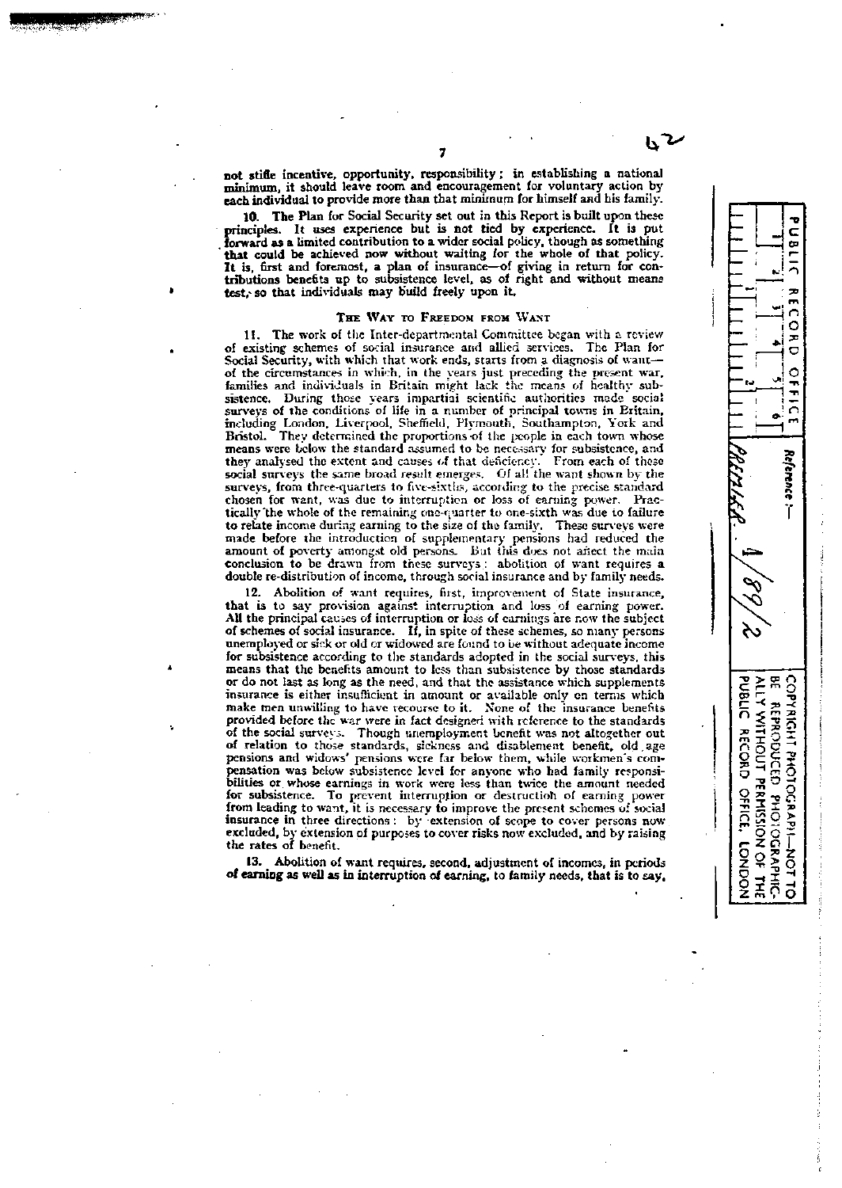not stifle incentive, opportunity, responsibility; in establishing a national minimum, it should leave room and encouragement for voluntary action by each individual to provide more than that minimum for himself and his family.

**10.** The Plan for Social Security set out in this Report is built upon these principles. It uses experience but is not tied by experience. It is put forward as a limited contribution to a wider social policy, though as something that could be achieved now without waiting for the whole of that policy. It is, first and foremost, a plan of insurance—of giving in return for contributions benefits up to subsistence level, as of right and without means test, so that individuals may build freely upon it.

### The Way to Freedom from Want

11. The work of the Inter-departmental Committee began with a review of existing schemes of social insurance and allied services. The Plan for Social Security, with which that work ends, starts from a diagnosis of want—of the circumstances in which, in the years just preceding the present war, families and individuals in Britain might lack the means of healthy subsistence. During those years impartial scientific authorities made social surveys of the conditions of life in a number of principal towns in Britain, including London, Liverpool, Sheffield, Plymouth, Southampton, York and Bristol. They determined the proportions of the people in each town whose means were below the standard assumed to be necessary for subsistence, and they analysed the extent and causes of that deficiency. From each of these social surveys the same broad result emerges. Of all the want shown by the surveys, from three-quarters to five-sixths, according to the precise standard chosen for want, was due to interruption or loss of earning power. Practically the whole of the remaining one-quarter to one-sixth was due to failure to relate income during earning to the size of the family. These surveys were made before the introduction of supplementary pensions had reduced the amount of poverty amongst old persons. But this does not affect the main conclusion to be drawn from these surveys: abolition of want requires a double re-distribution of income, through social insurance and by family needs.

12. Abolition of want requires, first, improvement of State insurance, that is to say provision against interruption and loss of earning power. All the principal causes of interruption or loss of earnings are now the subject of schemes of social insurance. If, in spite of these schemes, so many persons unemployed or sick or old or widowed are found to be without adequate income for subsistence according to the standards adopted in the social surveys, this means that the benefits amount to less than subsistence by those standards or do not last as long as the need, and that the assistance which supplements insurance is either insufficient in amount or available only on terms which make men unwilling to have recourse to it. None of the insurance benefits provided before the war were in fact designed with reference to the standards of the social surveys. Though unemployment benefit was not altogether out of relation to those standards, sickness and disablement benefit, old age pensions and widows' pensions were far below them, while workmen's compensation was below subsistence level for anyone who had family responsibilities or whose earnings in work were less than twice the amount needed for subsistence. To prevent interruption or destruction of earning power from leading to want, it is necessary to improve the present schemes of social insurance in three directions: by extension of scope to cover persons now excluded, by extension of purposes to cover risks now excluded, and by raising the rates of benefit.

**13. Abolition of want requires, second, adjustment of incomes, in periods of earning as well as in interruption of earning, to family needs, that is to say,**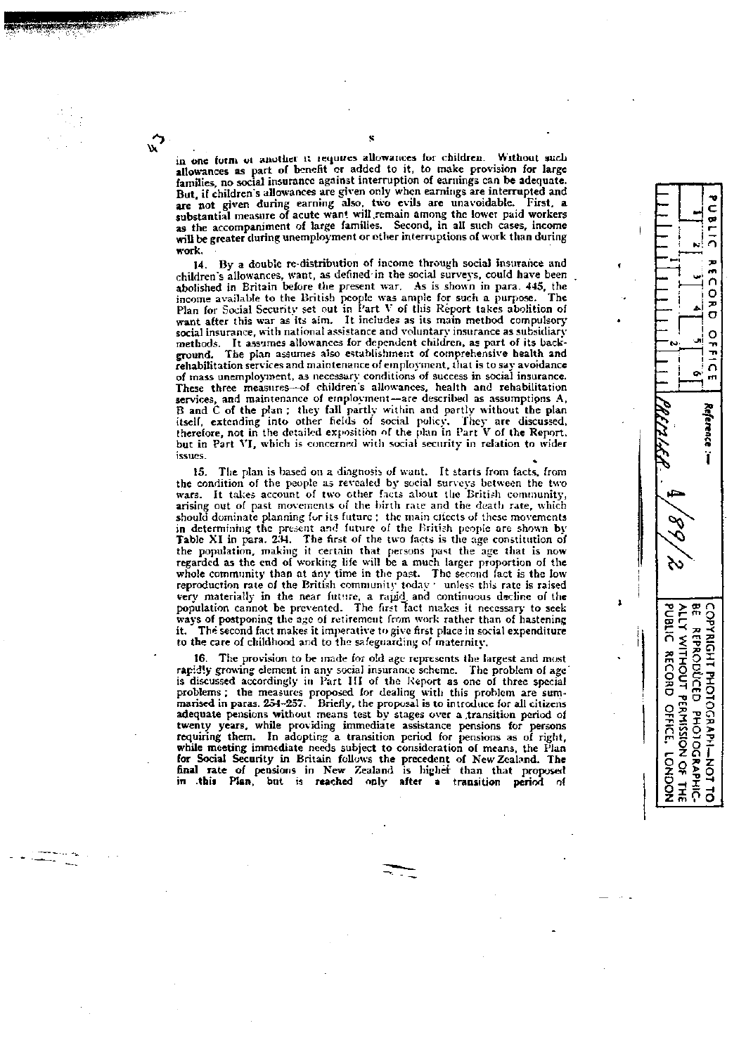in one form or another it requires allowances for children. Without such allowances as part of benefit or added to it, to make provision for large families, no social insurance against interruption of earnings can be adequate. But, if children's allowances are given only when earnings are interrupted and are not given during earning also, two evils are unavoidable. First, a substantial measure of acute want will remain among the lower paid workers as the accompaniment of large families. Second, in all such cases, income will be greater during unemployment or other interruptions of work than during work.

14. By a double re-distribution of income through social insurance and children's allowances, want, as defined in the social surveys, could have been abolished in Britain before the present war. As is shown in para. 445, the income available to the British people was ample for such a purpose. The Plan for Social Security set out in Part V of this Report takes abolition of want after this war as its aim. It includes as its main method compulsory social insurance, with national assistance and voluntary insurance as subsidiary methods. It assumes allowances for dependent children, as part of its background. The plan assumes also establishment of comprehensive health and rehabilitation services and maintenance of employment, that is to say avoidance of mass unemployment, as necessary conditions of success in social insurance. These three measures—of children's allowances, health and rehabilitation services, and maintenance of employment—are described as assumptions A, B and C of the plan; they fall partly within and partly without the plan itself, extending into other fields of social policy. They are discussed, therefore, not in the detailed exposition of the plan in Part V of the Report, but in Part VI, which is concerned with social security in relation to wider issues.

15. The plan is based on a diagnosis of want. It starts from facts, from the condition of the people as revealed by social surveys between the two wars. It takes account of two other facts about the British community, arising out of past movements of the birth rate and the death rate, which should dominate planning for its future; the main effects of these movements in determining the present and future of the British people are shown by Table XI in para. 234. The first of the two facts is the age constitution of the population, making it certain that persons past the age that is now regarded as the end of working life will be a much larger proportion of the whole community than at any time in the past. The second fact is the low reproduction rate of the British community today: unless this rate is raised very materially in the near future, a rapid and continuous decline of the population cannot be prevented. The first fact makes it necessary to seek ways of postponing the age of retirement from work rather than of hastening it. The second fact makes it imperative to give first place in social expenditure to the care of childhood and to the safeguarding of maternity.

16. The provision to be made for old age represents the largest and most rapidly growing element in any social insurance scheme. The problem of age is discussed accordingly in Part III of the Report as one of three special problems; the measures proposed for dealing with this problem are summarised in paras. 254–257. Briefly, the proposal is to introduce for all citizens adequate pensions without means test by stages over a transition period of twenty years, while providing immediate assistance pensions for persons requiring them. In adopting a transition period for pensions as of right, while meeting immediate needs subject to consideration of means, the Plan for Social Security in Britain follows the precedent of New Zealand. The final rate of pensions in New Zealand is higher than that proposed in this Plan, but is reached only after a transition period of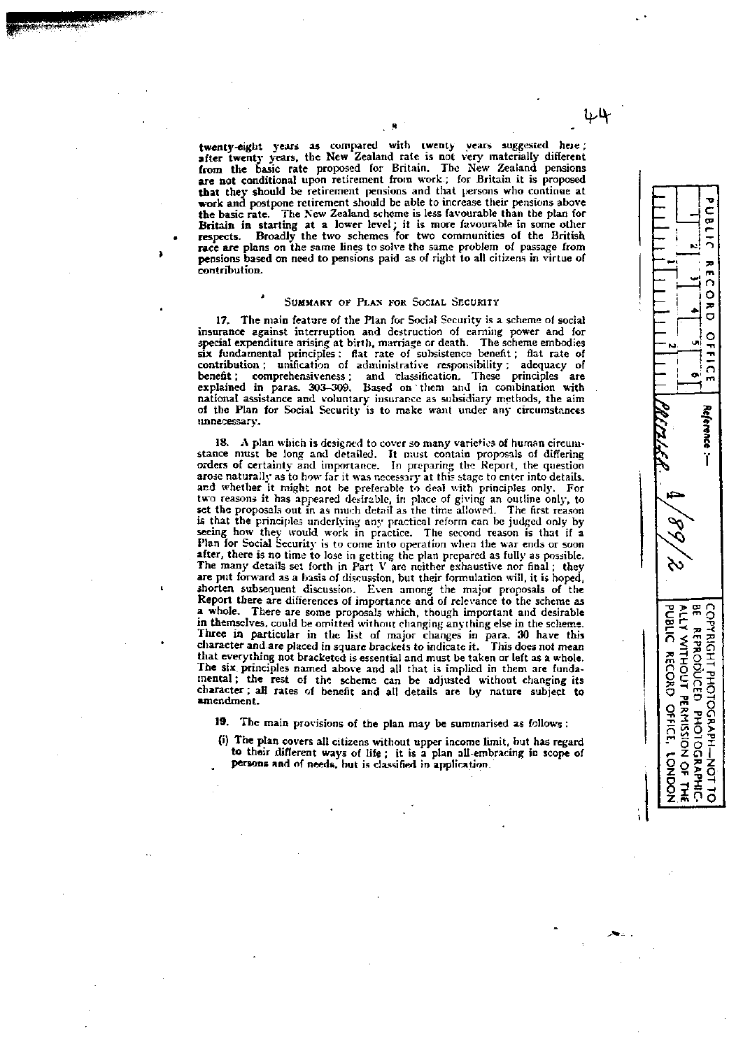twenty-eight years as compared with twenty years suggested here; after twenty years, the New Zealand rate is not very materially different from the basic rate proposed for Britain. The New Zealand pensions are not conditional upon retirement from work; for Britain it is proposed that they should be retirement pensions and that persons who continue at work and postpone retirement should be able to increase their pensions above the basic rate. The New Zealand scheme is less favourable than the plan for Britain in starting at a lower level; it is more favourable in some other respects. Broadly the two schemes for two communities of the British race are plans on the same lines to solve the same problem of passage from pensions based on need to pensions paid as of right to all citizens in virtue of contribution.

## Summary of Plan for Social Security

17. The main feature of the Plan for Social Security is a scheme of social insurance against interruption and destruction of earning power and for special expenditure arising at birth, marriage or death. The scheme embodies six fundamental principles: flat rate of subsistence benefit; flat rate of contribution; unification of administrative responsibility; adequacy of benefit; comprehensiveness; and classification. These principles are explained in paras. 303–309. Based on them and in combination with national assistance and voluntary insurance as subsidiary methods, the aim of the Plan for Social Security is to make want under any circumstances unnecessary.

18. A plan which is designed to cover so many varieties of human circumstance must be long and detailed. It must contain proposals of differing orders of certainty and importance. In preparing the Report, the question arose naturally as to how far it was necessary at this stage to enter into details, and whether it might not be preferable to deal with principles only. For two reasons it has appeared desirable, in place of giving an outline only, to set the proposals out in as much detail as the time allowed. The first reason is that the principles underlying any practical reform can be judged only by seeing how they would work in practice. The second reason is that if a Plan for Social Security is to come into operation when the war ends or soon after, there is no time to lose in getting the plan prepared as fully as possible. The many details set forth in Part V are neither exhaustive nor final; they are put forward as a basis of discussion, but their formulation will, it is hoped, shorten subsequent discussion. Even among the major proposals of the Report there are differences of importance and of relevance to the scheme as a whole. There are some proposals which, though important and desirable in themselves, could be omitted without changing anything else in the scheme. Three in particular in the list of major changes in para. 30 have this character and are placed in square brackets to indicate it. This does not mean that everything not bracketed is essential and must be taken or left as a whole. The six principles named above and all that is implied in them are fundamental; the rest of the scheme can be adjusted without changing its character; all rates of benefit and all details are by nature subject to amendment.

19. The main provisions of the plan may be summarised as follows:

(i) The plan covers all citizens without upper income limit, but has regard to their different ways of life; it is a plan all-embracing in scope of persons and of needs, but is classified in application.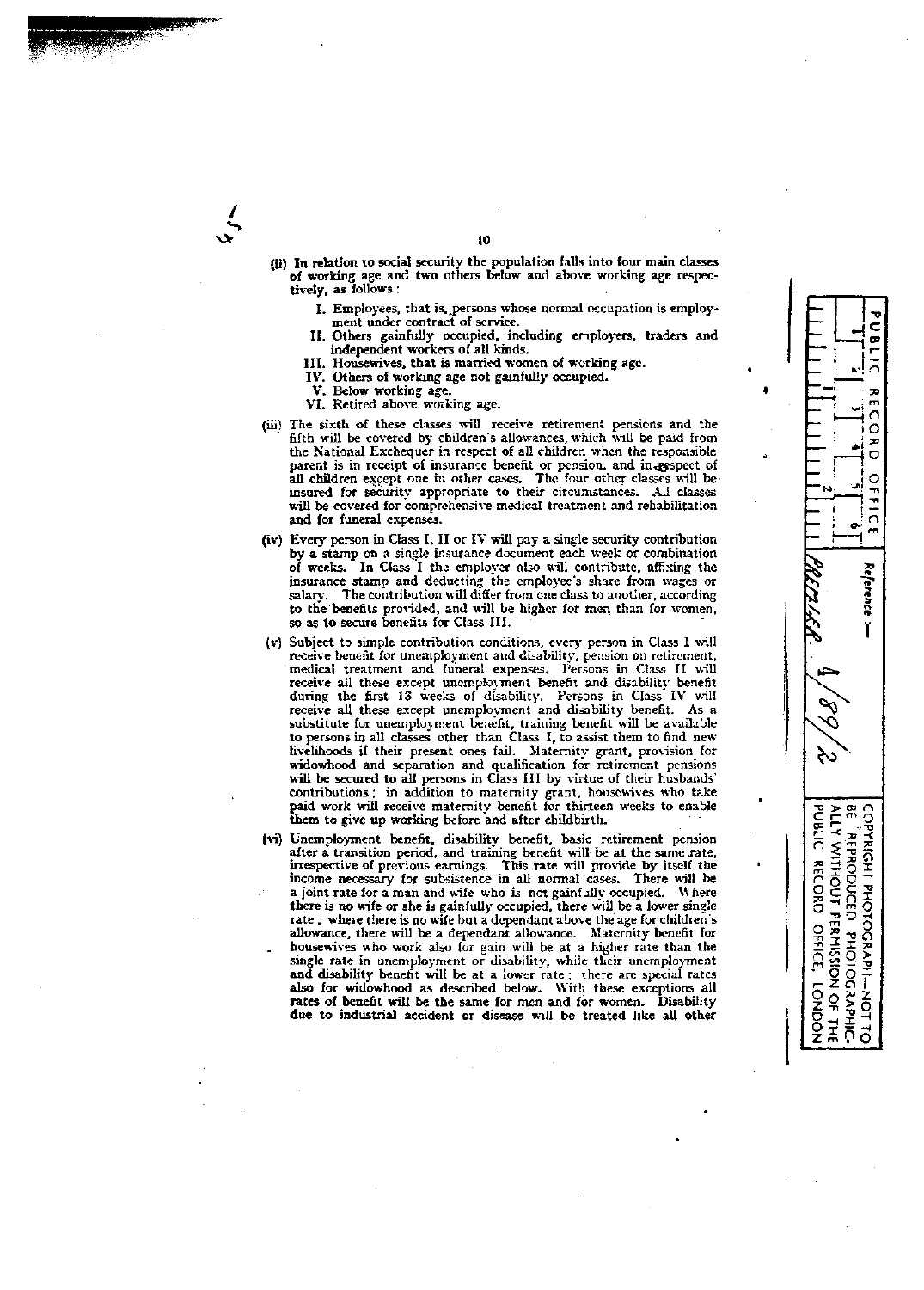(ii) **In relation to social security the population falls into four main classes of working age and two others below and above working age respectively, as follows :**

- I. Employees, that is, persons whose normal occupation is employment under contract of service.
- II. Others gainfully occupied, including employers, traders and independent workers of all kinds.
- III. Housewives, that is married women of working age.
- IV. Others of working age not gainfully occupied.
- V. Below working age.
- VI. Retired above working age.

(iii) The sixth of these classes will receive retirement pensions and the fifth will be covered by children's allowances, which will be paid from the National Exchequer in respect of all children when the responsible parent is in receipt of insurance benefit or pension, and in respect of all children except one in other cases. The four other classes will be insured for security appropriate to their circumstances. All classes will be covered for comprehensive medical treatment and rehabilitation and for funeral expenses.

(iv) Every person in Class I, II or IV will pay a single security contribution by a stamp on a single insurance document each week or combination of weeks. In Class I the employer also will contribute, affixing the insurance stamp and deducting the employee's share from wages or salary. The contribution will differ from one class to another, according to the benefits provided, and will be higher for men than for women, so as to secure benefits for Class III.

(v) Subject to simple contribution conditions, every person in Class I will receive benefit for unemployment and disability, pension on retirement, medical treatment and funeral expenses. Persons in Class II will receive all these except unemployment benefit and disability benefit during the first 13 weeks of disability. Persons in Class IV will receive all these except unemployment and disability benefit. As a substitute for unemployment benefit, training benefit will be available to persons in all classes other than Class I, to assist them to find new livelihoods if their present ones fail. Maternity grant, provision for widowhood and separation and qualification for retirement pensions will be secured to all persons in Class III by virtue of their husbands' contributions ; in addition to maternity grant, housewives who take paid work will receive maternity benefit for thirteen weeks to enable them to give up working before and after childbirth.

(vi) Unemployment benefit, disability benefit, basic retirement pension after a transition period, and training benefit will be at the same rate, irrespective of previous earnings. This rate will provide by itself the income necessary for subsistence in all normal cases. There will be a joint rate for a man and wife who is not gainfully occupied. Where there is no wife or she is gainfully occupied, there will be a lower single rate ; where there is no wife but a dependant above the age for children's allowance, there will be a dependant allowance. Maternity benefit for housewives who work also for gain will be at a higher rate than the single rate in unemployment or disability, while their unemployment and disability benefit will be at a lower rate ; there are special rates also for widowhood as described below. With these exceptions all rates of benefit will be the same for men and for women. Disability due to industrial accident or disease will be treated like all other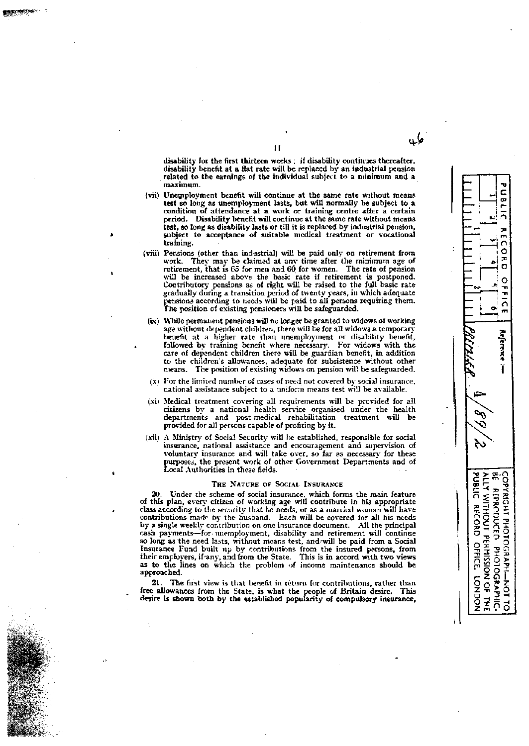disability for the first thirteen weeks; if disability continues thereafter, disability benefit at a flat rate will be replaced by an industrial pension related to the earnings of the individual subject to a minimum and a maximum.

(vii) Unemployment benefit will continue at the same rate without means test so long as unemployment lasts, but will normally be subject to a condition of attendance at a work or training centre after a certain period. Disability benefit will continue at the same rate without means test, so long as disability lasts or till it is replaced by industrial pension, subject to acceptance of suitable medical treatment or vocational training.

(viii) Pensions (other than industrial) will be paid only on retirement from work. They may be claimed at any time after the minimum age of retirement, that is 65 for men and 60 for women. The rate of pension will be increased above the basic rate if retirement is postponed. Contributory pensions as of right will be raised to the full basic rate gradually during a transition period of twenty years, in which adequate pensions according to needs will be paid to all persons requiring them. The position of existing pensioners will be safeguarded.

(ix) While permanent pensions will no longer be granted to widows of working age without dependent children, there will be for all widows a temporary benefit at a higher rate than unemployment or disability benefit, followed by training benefit where necessary. For widows with the care of dependent children there will be guardian benefit, in addition to the children's allowances, adequate for subsistence without other means. The position of existing widows on pension will be safeguarded.

(x) For the limited number of cases of need not covered by social insurance, national assistance subject to a uniform means test will be available.

(xi) Medical treatment covering all requirements will be provided for all citizens by a national health service organised under the health departments and post-medical rehabilitation treatment will be provided for all persons capable of profiting by it.

(xii) A Ministry of Social Security will be established, responsible for social insurance, national assistance and encouragement and supervision of voluntary insurance and will take over, so far as necessary for these purposes, the present work of other Government Departments and of Local Authorities in these fields.

### The Nature of Social Insurance

20. Under the scheme of social insurance, which forms the main feature of this plan, every citizen of working age will contribute in his appropriate class according to the security that he needs, or as a married woman will have contributions made by the husband. Each will be covered for all his needs by a single weekly contribution on one insurance document. All the principal cash payments—for unemployment, disability and retirement will continue so long as the need lasts, without means test, and will be paid from a Social Insurance Fund built up by contributions from the insured persons, from their employers, if any, and from the State. This is in accord with two views as to the lines on which the problem of income maintenance should be approached.

21. The first view is that benefit in return for contributions, rather than free allowances from the State, is what the people of Britain desire. This desire is shown both by the established popularity of compulsory insurance,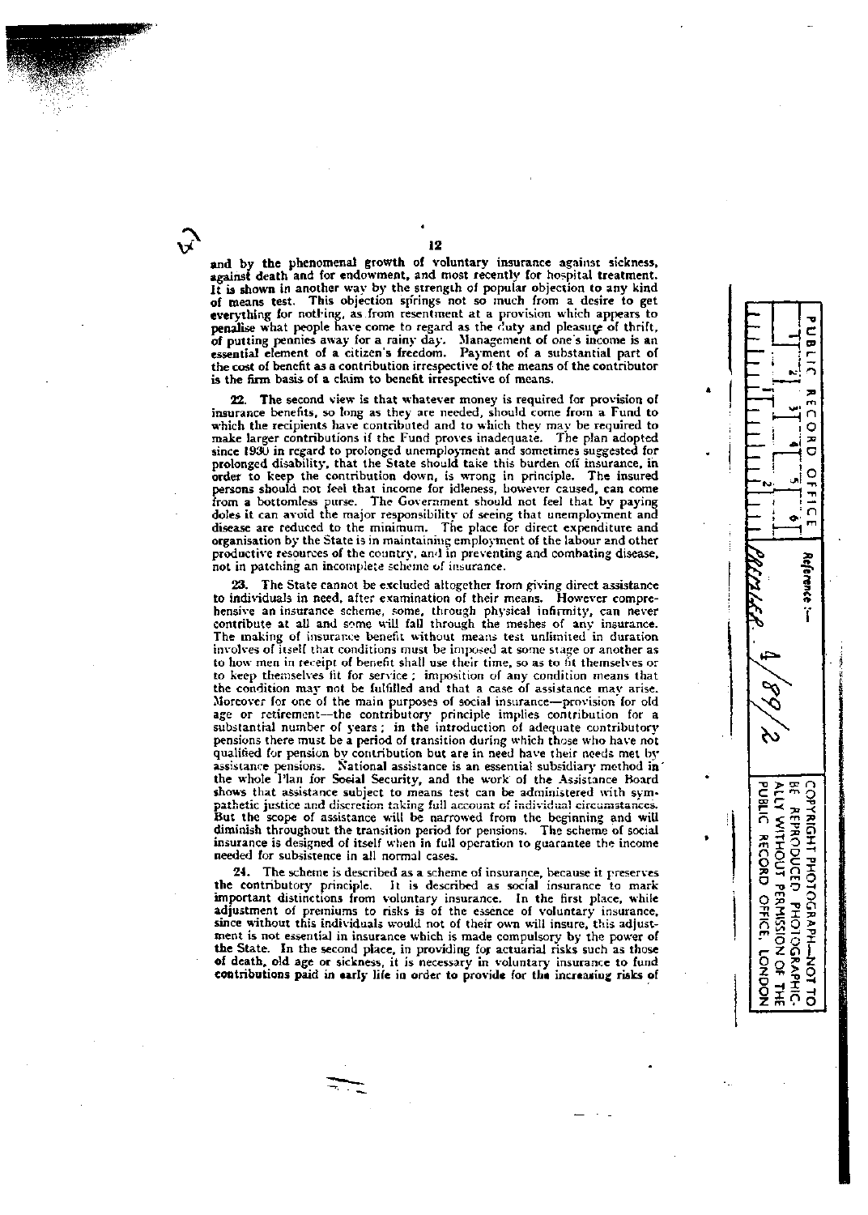and by the phenomenal growth of voluntary insurance against sickness, against death and for endowment, and most recently for hospital treatment. It is shown in another way by the strength of popular objection to any kind of means test. This objection springs not so much from a desire to get everything for nothing, as from resentment at a provision which appears to penalise what people have come to regard as the duty and pleasure of thrift, of putting pennies away for a rainy day. Management of one's income is an essential element of a citizen's freedom. Payment of a substantial part of the cost of benefit as a contribution irrespective of the means of the contributor is the firm basis of a claim to benefit irrespective of means.

22. The second view is that whatever money is required for provision of insurance benefits, so long as they are needed, should come from a Fund to which the recipients have contributed and to which they may be required to make larger contributions if the Fund proves inadequate. The plan adopted since 1930 in regard to prolonged unemployment and sometimes suggested for prolonged disability, that the State should take this burden off insurance, in order to keep the contribution down, is wrong in principle. The insured persons should not feel that income for idleness, however caused, can come from a bottomless purse. The Government should not feel that by paying doles it can avoid the major responsibility of seeing that unemployment and disease are reduced to the minimum. The place for direct expenditure and organisation by the State is in maintaining employment of the labour and other productive resources of the country, and in preventing and combating disease, not in patching an incomplete scheme of insurance.

23. The State cannot be excluded altogether from giving direct assistance to individuals in need, after examination of their means. However comprehensive an insurance scheme, some, through physical infirmity, can never contribute at all and some will fall through the meshes of any insurance. The making of insurance benefit without means test unlimited in duration involves of itself that conditions must be imposed at some stage or another as to how men in receipt of benefit shall use their time, so as to fit themselves or to keep themselves fit for service; imposition of any condition means that the condition may not be fulfilled and that a case of assistance may arise. Moreover for one of the main purposes of social insurance—provision for old age or retirement—the contributory principle implies contribution for a substantial number of years; in the introduction of adequate contributory pensions there must be a period of transition during which those who have not qualified for pension by contribution but are in need have their needs met by assistance pensions. National assistance is an essential subsidiary method in the whole Plan for Social Security, and the work of the Assistance Board shows that assistance subject to means test can be administered with sympathetic justice and discretion taking full account of individual circumstances. But the scope of assistance will be narrowed from the beginning and will diminish throughout the transition period for pensions. The scheme of social insurance is designed of itself when in full operation to guarantee the income needed for subsistence in all normal cases.

24. The scheme is described as a scheme of insurance, because it preserves the contributory principle. It is described as social insurance to mark important distinctions from voluntary insurance. In the first place, while adjustment of premiums to risks is of the essence of voluntary insurance, since without this individuals would not of their own will insure, this adjustment is not essential in insurance which is made compulsory by the power of the State. In the second place, in providing for actuarial risks such as those of death, old age or sickness, it is necessary in voluntary insurance to fund contributions paid in early life in order to provide for the increasing risks of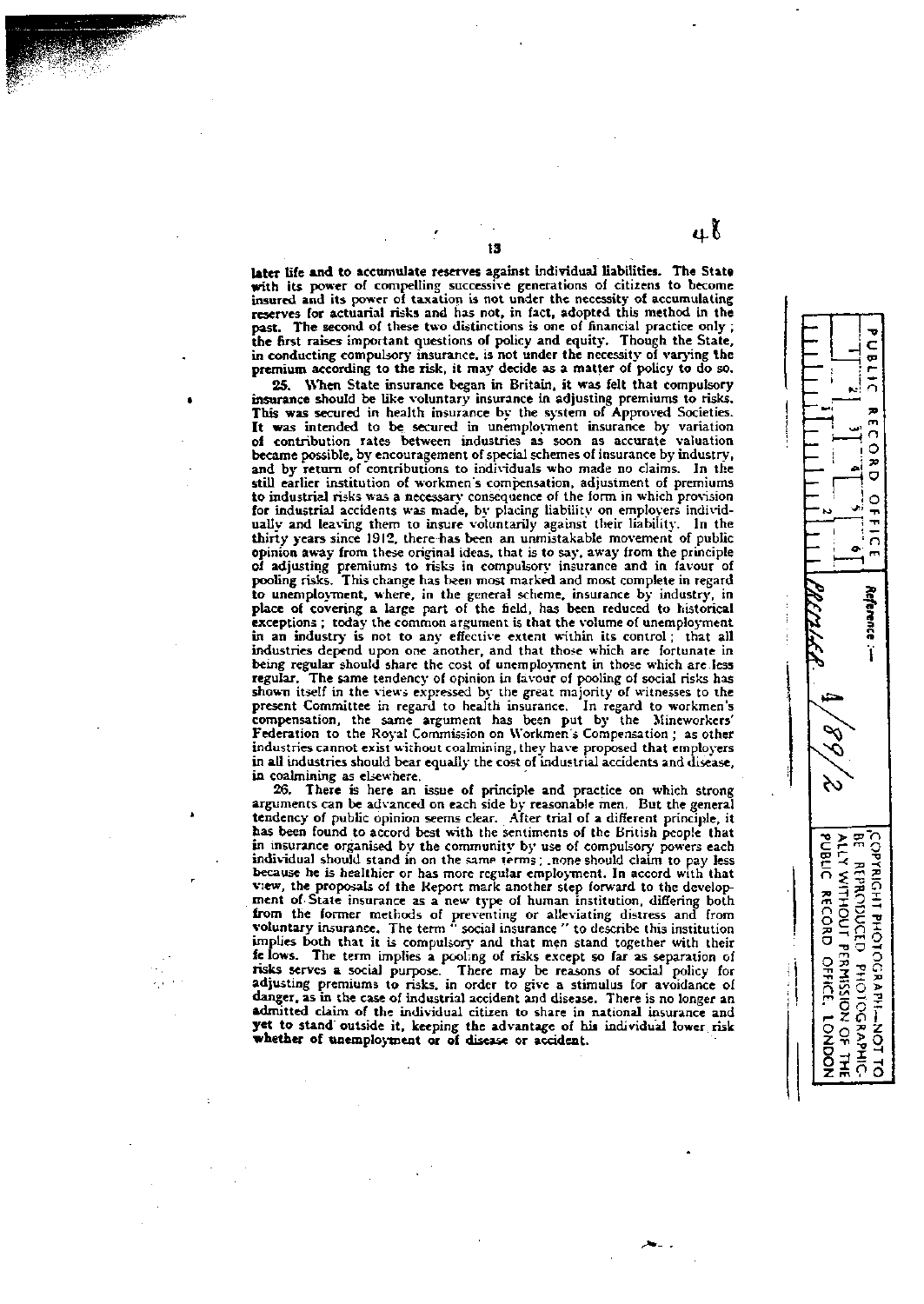later life and to accumulate reserves against individual liabilities. The State with its power of compelling successive generations of citizens to become insured and its power of taxation is not under the necessity of accumulating reserves for actuarial risks and has not, in fact, adopted this method in the past. The second of these two distinctions is one of financial practice only; the first raises important questions of policy and equity. Though the State, in conducting compulsory insurance, is not under the necessity of varying the premium according to the risk, it may decide as a matter of policy to do so.

25. When State insurance began in Britain, it was felt that compulsory insurance should be like voluntary insurance in adjusting premiums to risks. This was secured in health insurance by the system of Approved Societies. It was intended to be secured in unemployment insurance by variation of contribution rates between industries as soon as accurate valuation became possible, by encouragement of special schemes of insurance by industry, and by return of contributions to individuals who made no claims. In the still earlier institution of workmen's compensation, adjustment of premiums to industrial risks was a necessary consequence of the form in which provision for industrial accidents was made, by placing liability on employers individually and leaving them to insure voluntarily against their liability. In the thirty years since 1912, there has been an unmistakable movement of public opinion away from these original ideas, that is to say, away from the principle of adjusting premiums to risks in compulsory insurance and in favour of pooling risks. This change has been most marked and most complete in regard to unemployment, where, in the general scheme, insurance by industry, in place of covering a large part of the field, has been reduced to historical exceptions; today the common argument is that the volume of unemployment in an industry is not to any effective extent within its control; that all industries depend upon one another, and that those which are fortunate in being regular should share the cost of unemployment in those which are less regular. The same tendency of opinion in favour of pooling of social risks has shown itself in the views expressed by the great majority of witnesses to the present Committee in regard to health insurance. In regard to workmen's compensation, the same argument has been put by the Mineworkers' Federation to the Royal Commission on Workmen's Compensation; as other industries cannot exist without coalmining, they have proposed that employers in all industries should bear equally the cost of industrial accidents and disease, in coalmining as elsewhere.

26. There is here an issue of principle and practice on which strong arguments can be advanced on each side by reasonable men. But the general tendency of public opinion seems clear. After trial of a different principle, it has been found to accord best with the sentiments of the British people that in insurance organised by the community by use of compulsory powers each individual should stand in on the same terms; none should claim to pay less because he is healthier or has more regular employment. In accord with that view, the proposals of the Report mark another step forward to the development of State insurance as a new type of human institution, differing both from the former methods of preventing or alleviating distress and from voluntary insurance. The term "social insurance" to describe this institution implies both that it is compulsory and that men stand together with their fellows. The term implies a pooling of risks except so far as separation of risks serves a social purpose. There may be reasons of social policy for adjusting premiums to risks, in order to give a stimulus for avoidance of danger, as in the case of industrial accident and disease. There is no longer an admitted claim of the individual citizen to share in national insurance and yet to stand outside it, keeping the advantage of his individual lower risk whether of unemployment or of disease or accident.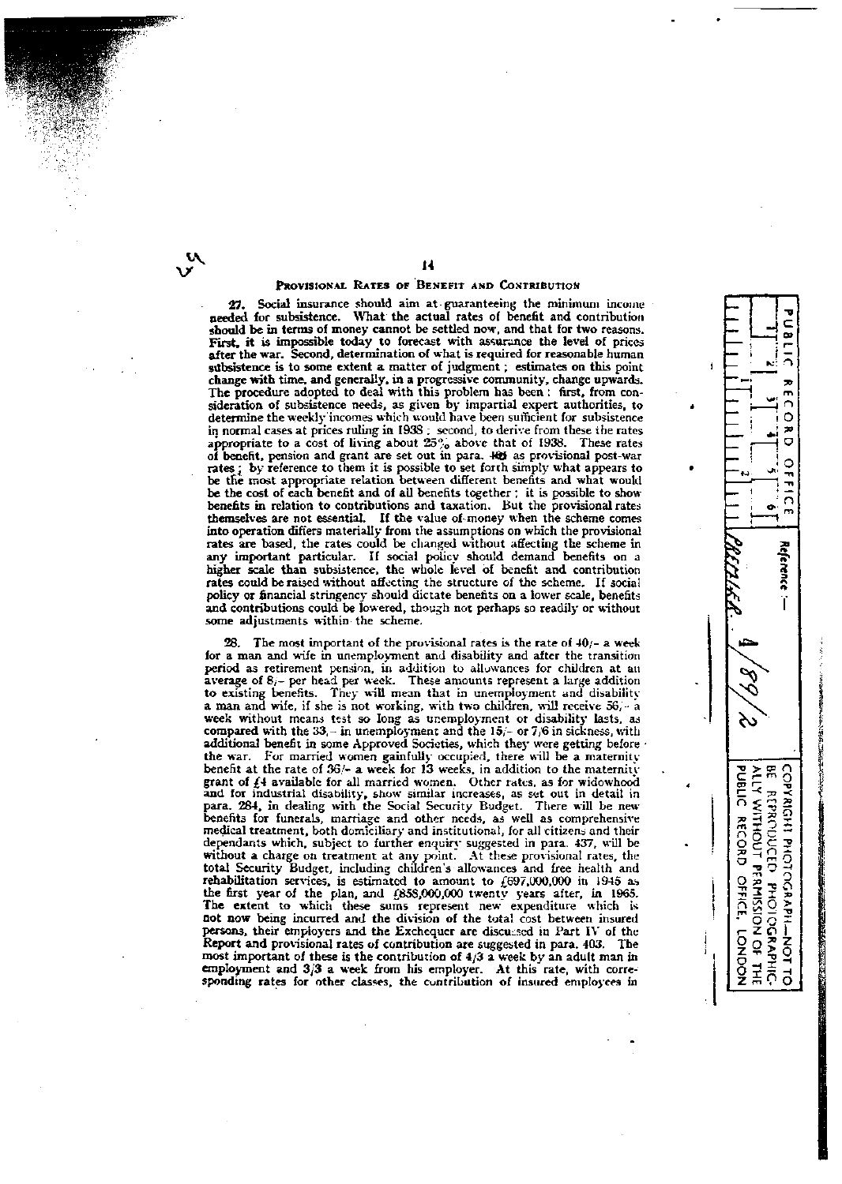## Provisional Rates of Benefit and Contribution

27. Social insurance should aim at guaranteeing the minimum income needed for subsistence. What the actual rates of benefit and contribution should be in terms of money cannot be settled now, and that for two reasons. First, it is impossible today to forecast with assurance the level of prices after the war. Second, determination of what is required for reasonable human subsistence is to some extent a matter of judgment; estimates on this point change with time, and generally, in a progressive community, change upwards. The procedure adopted to deal with this problem has been: first, from consideration of subsistence needs, as given by impartial expert authorities, to determine the weekly incomes which would have been sufficient for subsistence in normal cases at prices ruling in 1938; second, to derive from these the rates appropriate to a cost of living about 25% above that of 1938. These rates of benefit, pension and grant are set out in para. 401 as provisional post-war rates; by reference to them it is possible to set forth simply what appears to be the most appropriate relation between different benefits and what would be the cost of each benefit and of all benefits together; it is possible to show benefits in relation to contributions and taxation. But the provisional rates themselves are not essential. If the value of money when the scheme comes into operation differs materially from the assumptions on which the provisional rates are based, the rates could be changed without affecting the scheme in any important particular. If social policy should demand benefits on a higher scale than subsistence, the whole level of benefit and contribution rates could be raised without affecting the structure of the scheme. If social policy or financial stringency should dictate benefits on a lower scale, benefits and contributions could be lowered, though not perhaps so readily or without some adjustments within the scheme.

28. The most important of the provisional rates is the rate of 40/- a week for a man and wife in unemployment and disability and after the transition period as retirement pension, in addition to allowances for children at an average of 8/- per head per week. These amounts represent a large addition to existing benefits. They will mean that in unemployment and disability a man and wife, if she is not working, with two children, will receive 56/- a week without means test so long as unemployment or disability lasts, as compared with the 33/- in unemployment and the 15/- or 7/6 in sickness, with additional benefit in some Approved Societies, which they were getting before the war. For married women gainfully occupied, there will be a maternity benefit at the rate of 36/- a week for 13 weeks, in addition to the maternity grant of £4 available for all married women. Other rates, as for widowhood and for industrial disability, show similar increases, as set out in detail in para. 284, in dealing with the Social Security Budget. There will be new benefits for funerals, marriage and other needs, as well as comprehensive medical treatment, both domiciliary and institutional, for all citizens and their dependants which, subject to further enquiry suggested in para. 437, will be without a charge on treatment at any point. At these provisional rates, the total Security Budget, including children's allowances and free health and rehabilitation services, is estimated to amount to £697,000,000 in 1945 as the first year of the plan, and £858,000,000 twenty years after, in 1965. The extent to which these sums represent new expenditure which is not now being incurred and the division of the total cost between insured persons, their employers and the Exchequer are discussed in Part IV of the Report and provisional rates of contribution are suggested in para. 403. The most important of these is the contribution of 4/3 a week by an adult man in employment and 3/3 a week from his employer. At this rate, with corresponding rates for other classes, the contribution of insured employees in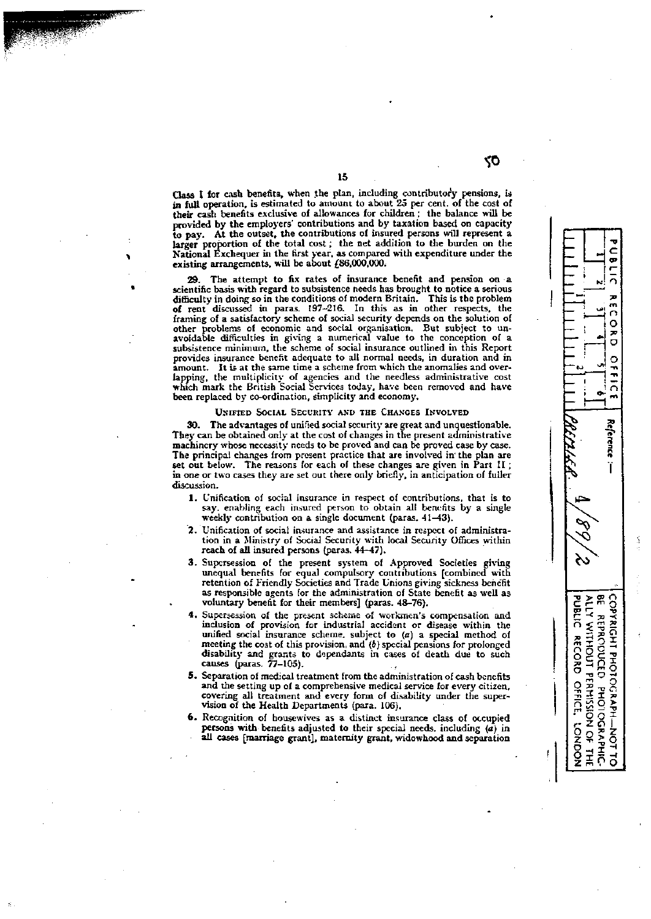Class I for cash benefits, when the plan, including contributory pensions, is in full operation, is estimated to amount to about 25 per cent. of the cost of their cash benefits exclusive of allowances for children; the balance will be provided by the employers' contributions and by taxation based on capacity to pay. At the outset, the contributions of insured persons will represent a larger proportion of the total cost; the net addition to the burden on the National Exchequer in the first year, as compared with expenditure under the existing arrangements, will be about £86,000,000.

**29.** The attempt to fix rates of insurance benefit and pension on a scientific basis with regard to subsistence needs has brought to notice a serious difficulty in doing so in the conditions of modern Britain. This is the problem of rent discussed in paras. 197–216. In this as in other respects, the framing of a satisfactory scheme of social security depends on the solution of other problems of economic and social organisation. But subject to unavoidable difficulties in giving a numerical value to the conception of a subsistence minimum, the scheme of social insurance outlined in this Report provides insurance benefit adequate to all normal needs, in duration and in amount. It is at the same time a scheme from which the anomalies and overlapping, the multiplicity of agencies and the needless administrative cost which mark the British Social Services today, have been removed and have been replaced by co-ordination, simplicity and economy.

### Unified Social Security and the Changes Involved

**30.** The advantages of unified social security are great and unquestionable. They can be obtained only at the cost of changes in the present administrative machinery whose necessity needs to be proved and can be proved case by case. The principal changes from present practice that are involved in the plan are set out below. The reasons for each of these changes are given in Part II; in one or two cases they are set out there only briefly, in anticipation of fuller discussion.

1. Unification of social insurance in respect of contributions, that is to say, enabling each insured person to obtain all benefits by a single weekly contribution on a single document (paras. 41–43).
2. Unification of social insurance and assistance in respect of administration in a Ministry of Social Security with local Security Offices within reach of all insured persons (paras. 44–47).
3. Supersession of the present system of Approved Societies giving unequal benefits for equal compulsory contributions [combined with retention of Friendly Societies and Trade Unions giving sickness benefit as responsible agents for the administration of State benefit as well as voluntary benefit for their members] (paras. 48–76).
4. Supersession of the present scheme of workmen's compensation and inclusion of provision for industrial accident or disease within the unified social insurance scheme, subject to (*a*) a special method of meeting the cost of this provision, and (*b*) special pensions for prolonged disability and grants to dependants in cases of death due to such causes (paras. 77–105).
5. Separation of medical treatment from the administration of cash benefits and the setting up of a comprehensive medical service for every citizen, covering all treatment and every form of disability under the supervision of the Health Departments (para. 106).
6. Recognition of housewives as a distinct insurance class of occupied persons with benefits adjusted to their special needs, including (*a*) in all cases [marriage grant], maternity grant, widowhood and separation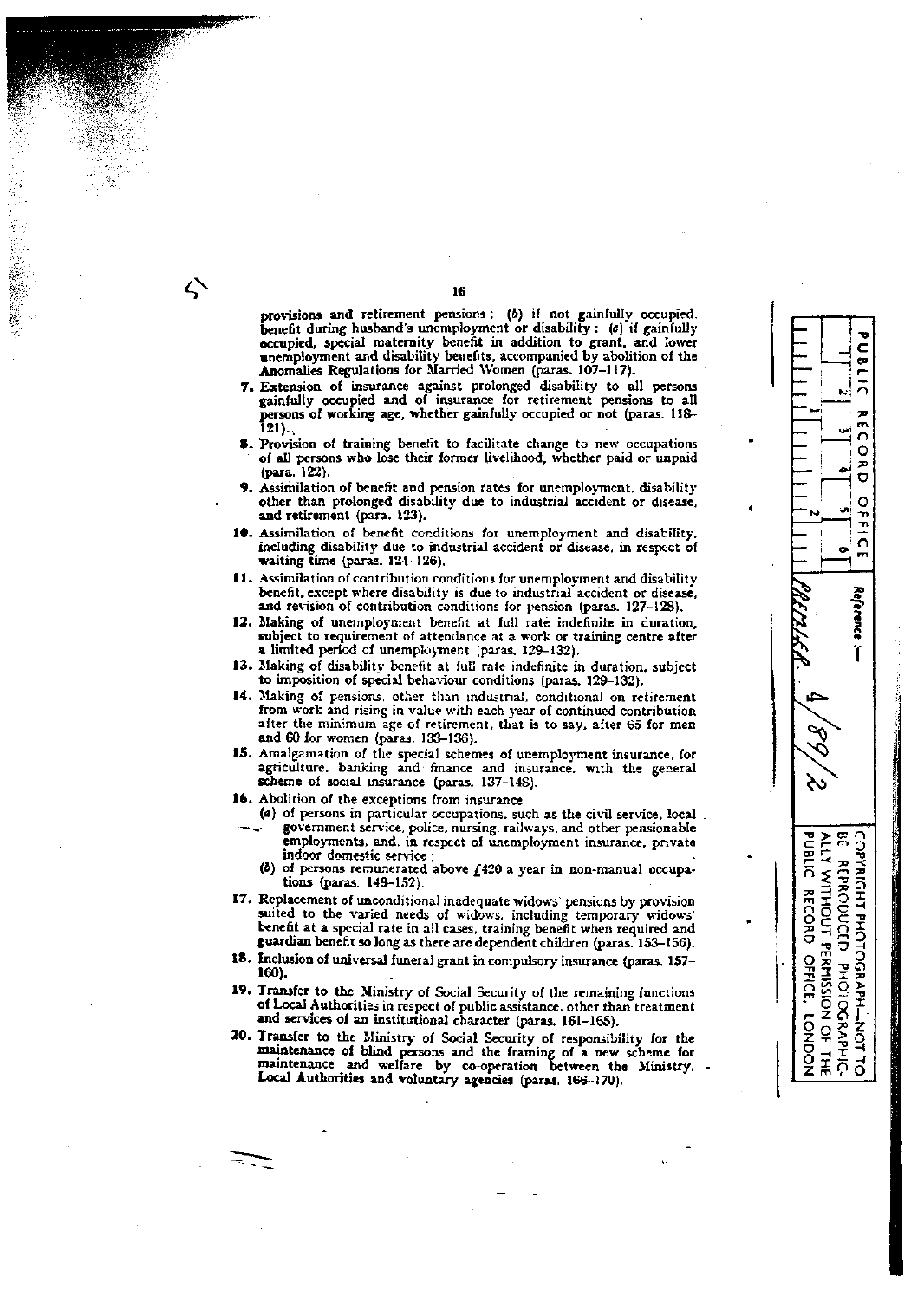provisions and retirement pensions; (*b*) if not gainfully occupied, benefit during husband's unemployment or disability; (*c*) if gainfully occupied, special maternity benefit in addition to grant, and lower unemployment and disability benefits, accompanied by abolition of the Anomalies Regulations for Married Women (paras. 107–117).

**7.** Extension of insurance against prolonged disability to all persons gainfully occupied and of insurance for retirement pensions to all persons of working age, whether gainfully occupied or not (paras. 118–121).

**8.** Provision of training benefit to facilitate change to new occupations of all persons who lose their former livelihood, whether paid or unpaid (para. 122).

**9.** Assimilation of benefit and pension rates for unemployment, disability other than prolonged disability due to industrial accident or disease, and retirement (para. 123).

**10.** Assimilation of benefit conditions for unemployment and disability, including disability due to industrial accident or disease, in respect of waiting time (paras. 124–126).

**11.** Assimilation of contribution conditions for unemployment and disability benefit, except where disability is due to industrial accident or disease, and revision of contribution conditions for pension (paras. 127–128).

**12.** Making of unemployment benefit at full rate indefinite in duration, subject to requirement of attendance at a work or training centre after a limited period of unemployment (paras. 129–132).

**13.** Making of disability benefit at full rate indefinite in duration, subject to imposition of special behaviour conditions (paras. 129–132).

**14.** Making of pensions, other than industrial, conditional on retirement from work and rising in value with each year of continued contribution after the minimum age of retirement, that is to say, after 65 for men and 60 for women (paras. 133–136).

**15.** Amalgamation of the special schemes of unemployment insurance, for agriculture, banking and finance and insurance, with the general scheme of social insurance (paras. 137–148).

**16.** Abolition of the exceptions from insurance
- (*a*) of persons in particular occupations, such as the civil service, local government service, police, nursing, railways, and other pensionable employments, and, in respect of unemployment insurance, private indoor domestic service;
- (*b*) of persons remunerated above £420 a year in non-manual occupations (paras. 149–152).

**17.** Replacement of unconditional inadequate widows' pensions by provision suited to the varied needs of widows, including temporary widows' benefit at a special rate in all cases, training benefit when required and guardian benefit so long as there are dependent children (paras. 153–156).

**18.** Inclusion of universal funeral grant in compulsory insurance (paras. 157–160).

**19.** Transfer to the Ministry of Social Security of the remaining functions of Local Authorities in respect of public assistance, other than treatment and services of an institutional character (paras. 161–165).

**20.** Transfer to the Ministry of Social Security of responsibility for the maintenance of blind persons and the framing of a new scheme for maintenance and welfare by co-operation between the Ministry, Local Authorities and voluntary agencies (paras. 166–170).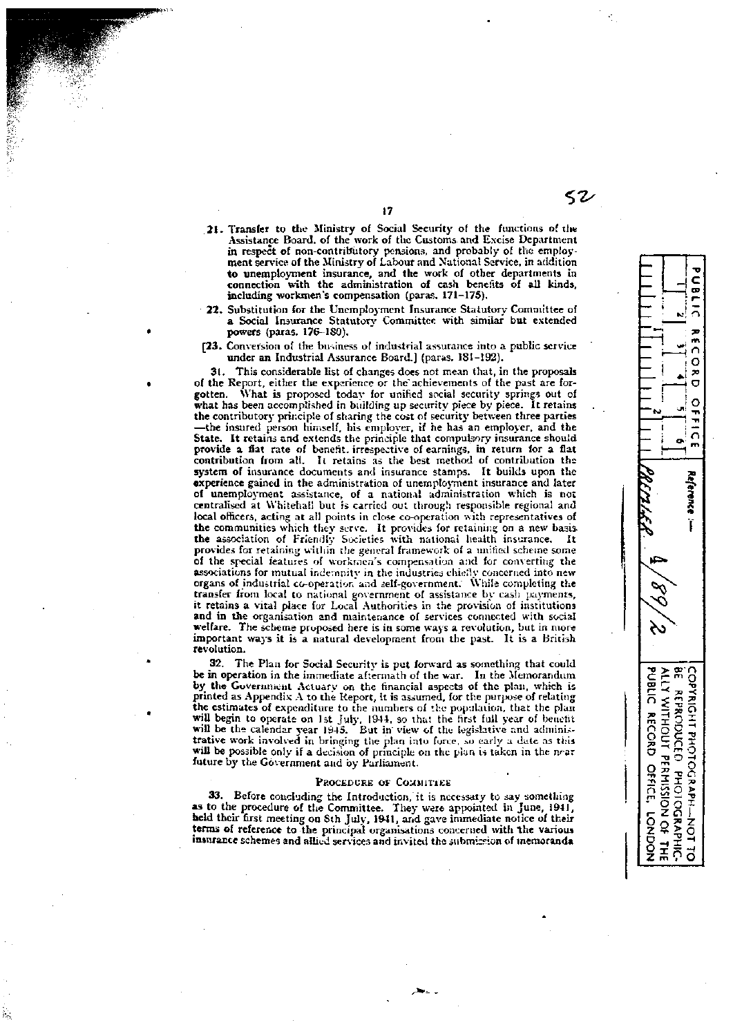21. Transfer to the Ministry of Social Security of the functions of the Assistance Board, of the work of the Customs and Excise Department in respect of non-contributory pensions, and probably of the employment service of the Ministry of Labour and National Service, in addition to unemployment insurance, and the work of other departments in connection with the administration of cash benefits of all kinds, including workmen's compensation (paras. 171–175).

22. Substitution for the Unemployment Insurance Statutory Committee of a Social Insurance Statutory Committee with similar but extended powers (paras. 176–180).

[23. Conversion of the business of industrial assurance into a public service under an Industrial Assurance Board.] (paras. 181–192).

31. This considerable list of changes does not mean that, in the proposals of the Report, either the experience or the achievements of the past are forgotten. What is proposed today for unified social security springs out of what has been accomplished in building up security piece by piece. It retains the contributory principle of sharing the cost of security between three parties—the insured person himself, his employer, if he has an employer, and the State. It retains and extends the principle that compulsory insurance should provide a flat rate of benefit, irrespective of earnings, in return for a flat contribution from all. It retains as the best method of contribution the system of insurance documents and insurance stamps. It builds upon the experience gained in the administration of unemployment insurance and later of unemployment assistance, of a national administration which is not centralised at Whitehall but is carried out through responsible regional and local officers, acting at all points in close co-operation with representatives of the communities which they serve. It provides for retaining on a new basis the association of Friendly Societies with national health insurance. It provides for retaining within the general framework of a unified scheme some of the special features of workmen's compensation and for converting the associations for mutual indemnity in the industries chiefly concerned into new organs of industrial co-operation and self-government. While completing the transfer from local to national government of assistance by cash payments, it retains a vital place for Local Authorities in the provision of institutions and in the organisation and maintenance of services connected with social welfare. The scheme proposed here is in some ways a revolution, but in more important ways it is a natural development from the past. It is a British revolution.

32. The Plan for Social Security is put forward as something that could be in operation in the immediate aftermath of the war. In the Memorandum by the Government Actuary on the financial aspects of the plan, which is printed as Appendix A to the Report, it is assumed, for the purpose of relating the estimates of expenditure to the numbers of the population, that the plan will begin to operate on 1st July, 1944, so that the first full year of benefit will be the calendar year 1945. But in view of the legislative and administrative work involved in bringing the plan into force, so early a date as this will be possible only if a decision of principle on the plan is taken in the near future by the Government and by Parliament.

### Procedure of Committee

33. Before concluding the Introduction, it is necessary to say something as to the procedure of the Committee. They were appointed in June, 1941, held their first meeting on 8th July, 1941, and gave immediate notice of their terms of reference to the principal organisations concerned with the various insurance schemes and allied services and invited the submission of memoranda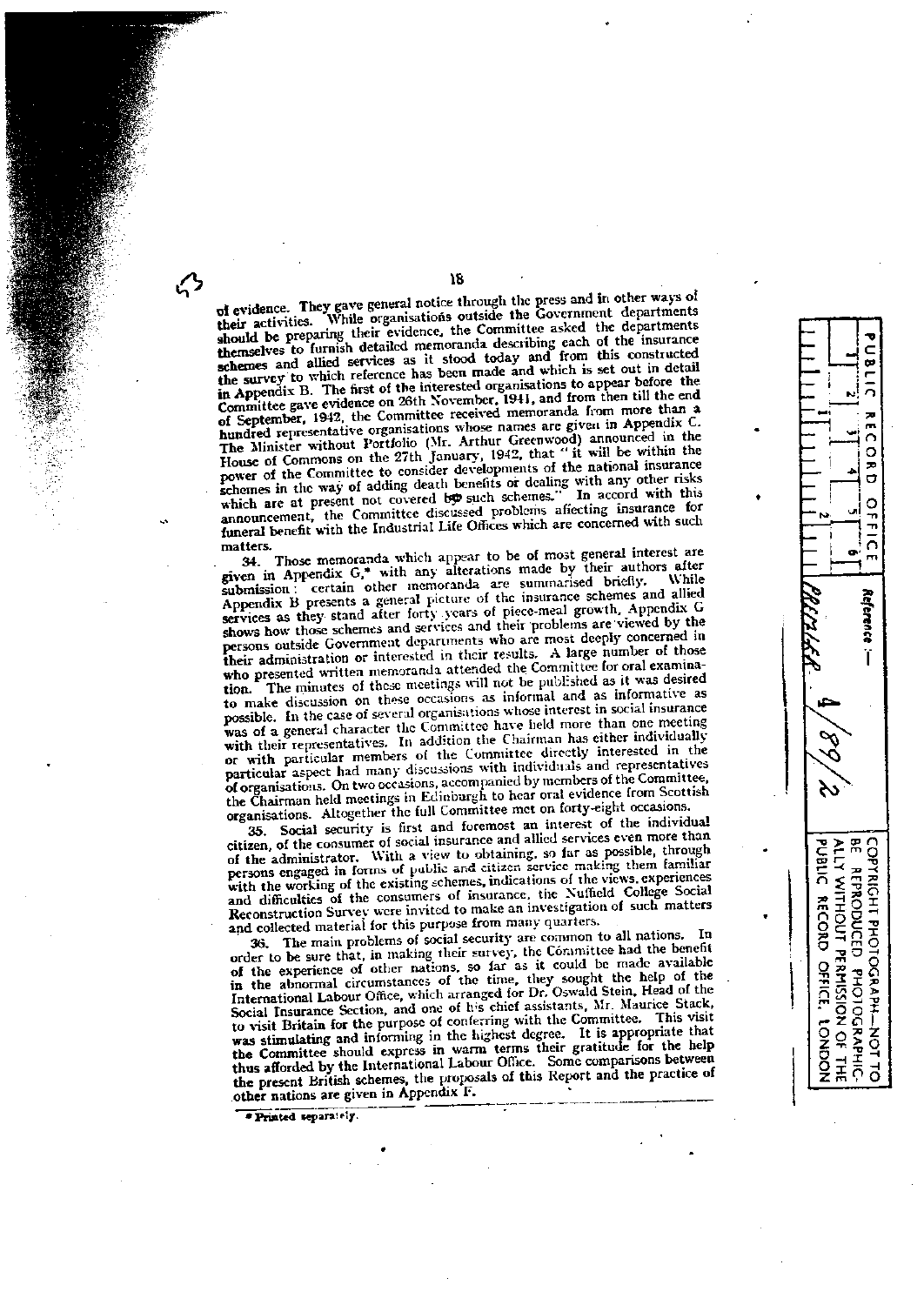of evidence. They gave general notice through the press and in other ways of their activities. While organisations outside the Government departments should be preparing their evidence, the Committee asked the departments themselves to furnish detailed memoranda describing each of the insurance schemes and allied services as it stood today and from this constructed the survey to which reference has been made and which is set out in detail in Appendix B. The first of the interested organisations to appear before the Committee gave evidence on 26th November, 1941, and from then till the end of September, 1942, the Committee received memoranda from more than a hundred representative organisations whose names are given in Appendix C. The Minister without Portfolio (Mr. Arthur Greenwood) announced in the House of Commons on the 27th January, 1942, that "it will be within the power of the Committee to consider developments of the national insurance schemes in the way of adding death benefits or dealing with any other risks which are at present not covered by such schemes." In accord with this announcement, the Committee discussed problems affecting insurance for funeral benefit with the Industrial Life Offices which are concerned with such matters.

34. Those memoranda which appear to be of most general interest are given in Appendix G,* with any alterations made by their authors after submission: certain other memoranda are summarised briefly. While Appendix B presents a general picture of the insurance schemes and allied services as they stand after forty years of piece-meal growth, Appendix G shows how those schemes and services and their problems are viewed by the persons outside Government departments who are most deeply concerned in their administration or interested in their results. A large number of those who presented written memoranda attended the Committee for oral examination. The minutes of these meetings will not be published as it was desired to make discussion on these occasions as informal and as informative as possible. In the case of several organisations whose interest in social insurance was of a general character the Committee have held more than one meeting with their representatives. In addition the Chairman has either individually or with particular members of the Committee directly interested in the particular aspect had many discussions with individuals and representatives of organisations. On two occasions, accompanied by members of the Committee, the Chairman held meetings in Edinburgh to hear oral evidence from Scottish organisations. Altogether the full Committee met on forty-eight occasions.

35. Social security is first and foremost an interest of the individual citizen, of the consumer of social insurance and allied services even more than of the administrator. With a view to obtaining, so far as possible, through persons engaged in forms of public and citizen service making them familiar with the working of the existing schemes, indications of the views, experiences and difficulties of the consumers of insurance, the Nuffield College Social Reconstruction Survey were invited to make an investigation of such matters and collected material for this purpose from many quarters.

36. The main problems of social security are common to all nations. In order to be sure that, in making their survey, the Committee had the benefit of the experience of other nations, so far as it could be made available in the abnormal circumstances of the time, they sought the help of the International Labour Office, which arranged for Dr. Oswald Stein, Head of the Social Insurance Section, and one of his chief assistants, Mr. Maurice Stack, to visit Britain for the purpose of conferring with the Committee. This visit was stimulating and informing in the highest degree. It is appropriate that the Committee should express in warm terms their gratitude for the help thus afforded by the International Labour Office. Some comparisons between the present British schemes, the proposals of this Report and the practice of other nations are given in Appendix F.

\* Printed separately.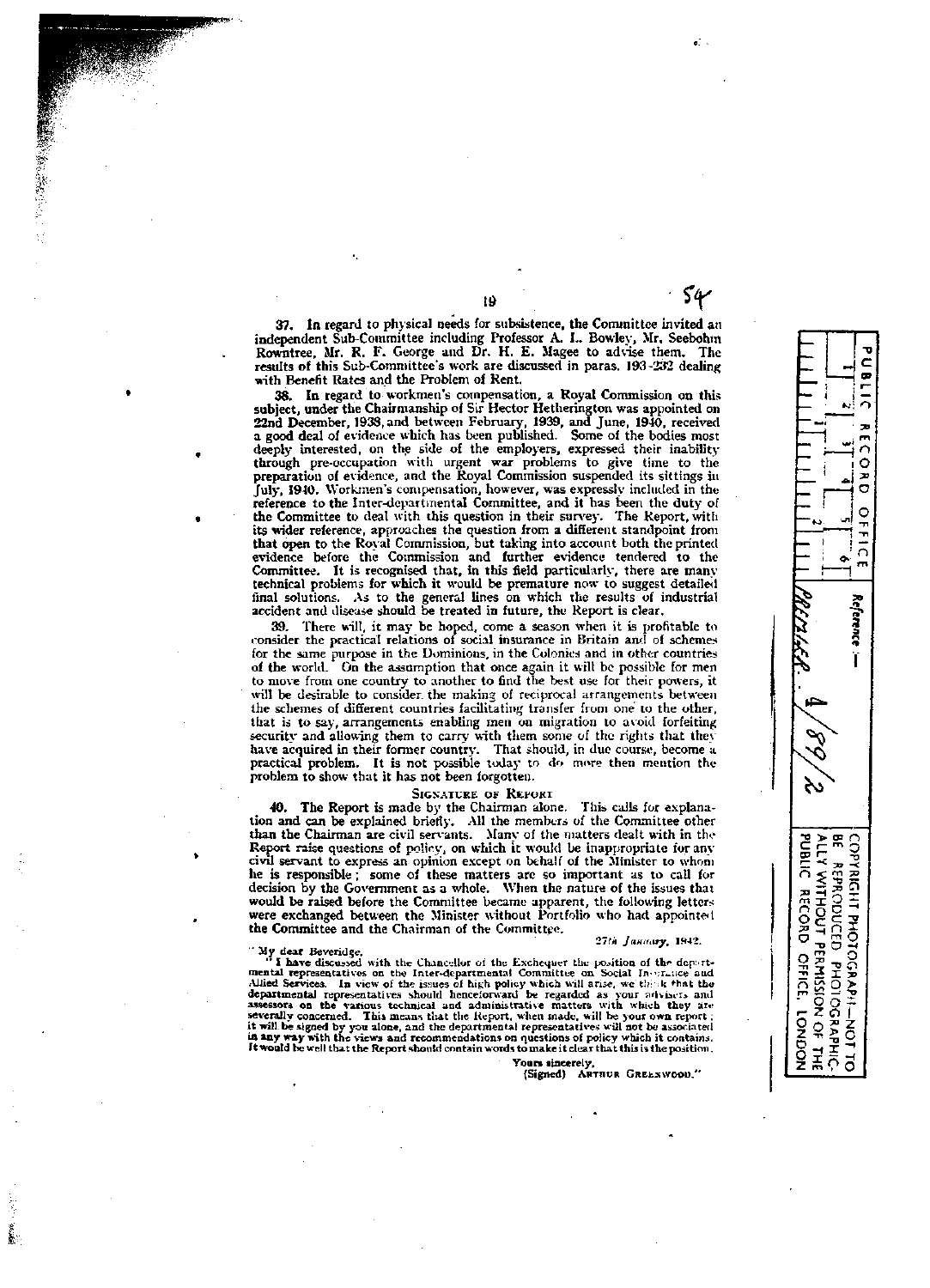37. In regard to physical needs for subsistence, the Committee invited an independent Sub-Committee including Professor A. L. Bowley, Mr. Seebohm Rowntree, Mr. R. F. George and Dr. H. E. Magee to advise them. The results of this Sub-Committee's work are discussed in paras. 193-232 dealing with Benefit Rates and the Problem of Rent.

38. In regard to workmen's compensation, a Royal Commission on this subject, under the Chairmanship of Sir Hector Hetherington was appointed on 22nd December, 1938, and between February, 1939, and June, 1940, received a good deal of evidence which has been published. Some of the bodies most deeply interested, on the side of the employers, expressed their inability through pre-occupation with urgent war problems to give time to the preparation of evidence, and the Royal Commission suspended its sittings in July, 1940. Workmen's compensation, however, was expressly included in the reference to the Inter-departmental Committee, and it has been the duty of the Committee to deal with this question in their survey. The Report, with its wider reference, approaches the question from a different standpoint from that open to the Royal Commission, but taking into account both the printed evidence before the Commission and further evidence tendered to the Committee. It is recognised that, in this field particularly, there are many technical problems for which it would be premature now to suggest detailed final solutions. As to the general lines on which the results of industrial accident and disease should be treated in future, the Report is clear.

39. There will, it may be hoped, come a season when it is profitable to consider the practical relations of social insurance in Britain and of schemes for the same purpose in the Dominions, in the Colonies and in other countries of the world. On the assumption that once again it will be possible for men to move from one country to another to find the best use for their powers, it will be desirable to consider the making of reciprocal arrangements between the schemes of different countries facilitating transfer from one to the other, that is to say, arrangements enabling men on migration to avoid forfeiting security and allowing them to carry with them some of the rights that they have acquired in their former country. That should, in due course, become a practical problem. It is not possible today to do more then mention the problem to show that it has not been forgotten.

### Signature of Report

40. The Report is made by the Chairman alone. This calls for explanation and can be explained briefly. All the members of the Committee other than the Chairman are civil servants. Many of the matters dealt with in the Report raise questions of policy, on which it would be inappropriate for any civil servant to express an opinion except on behalf of the Minister to whom he is responsible; some of these matters are so important as to call for decision by the Government as a whole. When the nature of the issues that would be raised before the Committee became apparent, the following letters were exchanged between the Minister without Portfolio who had appointed the Committee and the Chairman of the Committee.

*27th January, 1942.*

"My dear Beveridge,

"I have discussed with the Chancellor of the Exchequer the position of the departmental representatives on the Inter-departmental Committee on Social Insurance and Allied Services. In view of the issues of high policy which will arise, we think that the departmental representatives should henceforward be regarded as your advisers and assessors on the various technical and administrative matters with which they are severally concerned. This means that the Report, when made, will be your own report; it will be signed by you alone, and the departmental representatives will not be associated in any way with the views and recommendations on questions of policy which it contains. It would be well that the Report should contain words to make it clear that this is the position.

Yours sincerely,
(Signed) Arthur Greenwood."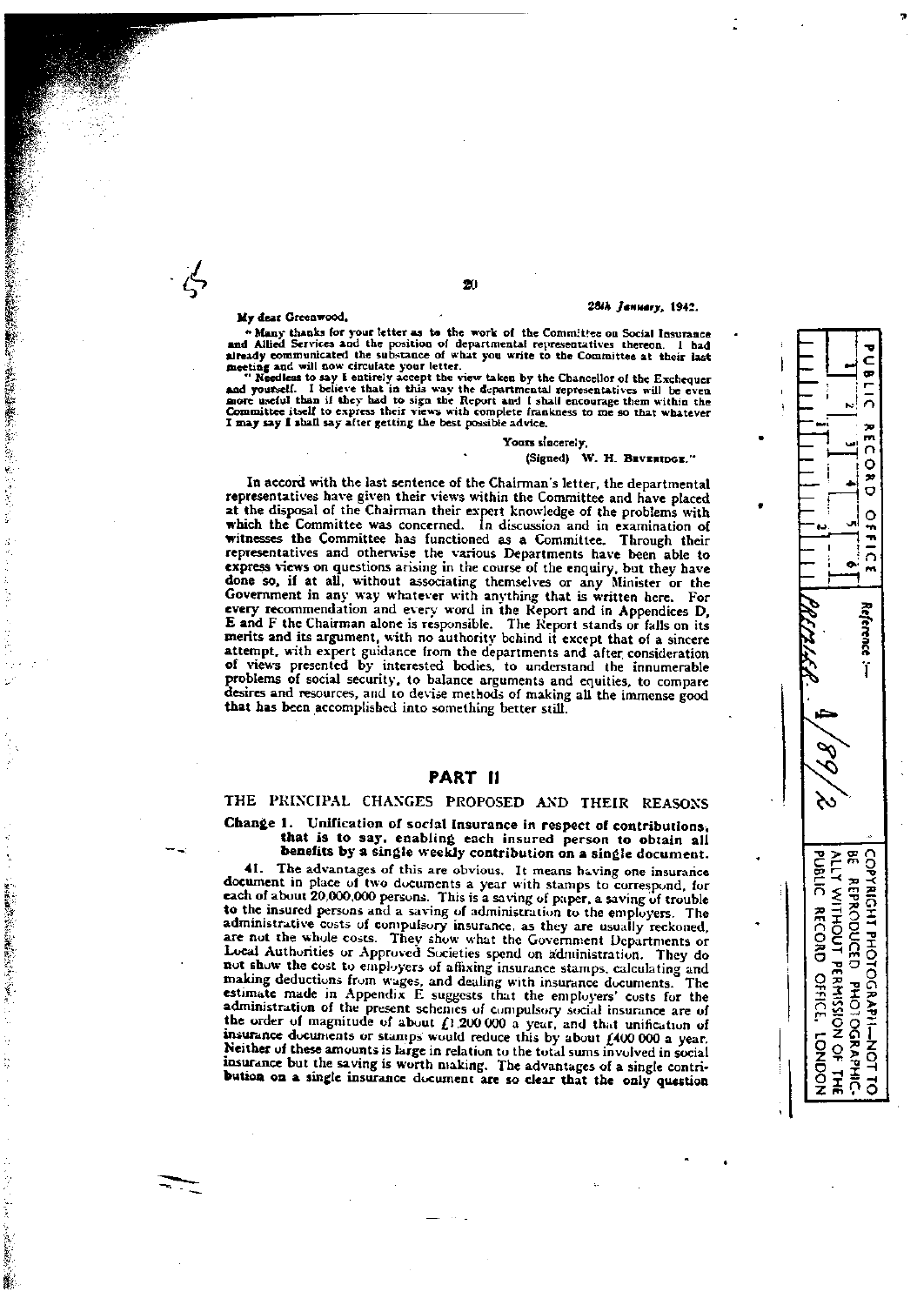28th January, 1942.

My dear Greenwood,

"Many thanks for your letter as to the work of the Committee on Social Insurance and Allied Services and the position of departmental representatives thereon. I had already communicated the substance of what you write to the Committee at their last meeting and will now circulate your letter.

"Needless to say I entirely accept the view taken by the Chancellor of the Exchequer and yourself. I believe that in this way the departmental representatives will be even more useful than if they had to sign the Report and I shall encourage them within the Committee itself to express their views with complete frankness to me so that whatever I may say I shall say after getting the best possible advice.

Yours sincerely,

(Signed) W. H. Beveridge."

In accord with the last sentence of the Chairman's letter, the departmental representatives have given their views within the Committee and have placed at the disposal of the Chairman their expert knowledge of the problems with which the Committee was concerned. In discussion and in examination of witnesses the Committee has functioned as a Committee. Through their representatives and otherwise the various Departments have been able to express views on questions arising in the course of the enquiry, but they have done so, if at all, without associating themselves or any Minister or the Government in any way whatever with anything that is written here. For every recommendation and every word in the Report and in Appendices D, E and F the Chairman alone is responsible. The Report stands or falls on its merits and its argument, with no authority behind it except that of a sincere attempt, with expert guidance from the departments and after consideration of views presented by interested bodies, to understand the innumerable problems of social security, to balance arguments and equities, to compare desires and resources, and to devise methods of making all the immense good that has been accomplished into something better still.

## PART II

### THE PRINCIPAL CHANGES PROPOSED AND THEIR REASONS

**Change 1. Unification of social insurance in respect of contributions, that is to say, enabling each insured person to obtain all benefits by a single weekly contribution on a single document.**

41. The advantages of this are obvious. It means having one insurance document in place of two documents a year with stamps to correspond, for each of about 20,000,000 persons. This is a saving of paper, a saving of trouble to the insured persons and a saving of administration to the employers. The administrative costs of compulsory insurance, as they are usually reckoned, are not the whole costs. They show what the Government Departments or Local Authorities or Approved Societies spend on administration. They do not show the cost to employers of affixing insurance stamps, calculating and making deductions from wages, and dealing with insurance documents. The estimate made in Appendix E suggests that the employers' costs for the administration of the present schemes of compulsory social insurance are of the order of magnitude of about £1,200,000 a year, and that unification of insurance documents or stamps would reduce this by about £400,000 a year. Neither of these amounts is large in relation to the total sums involved in social insurance but the saving is worth making. The advantages of a single contribution on a single insurance document are so clear that the only question